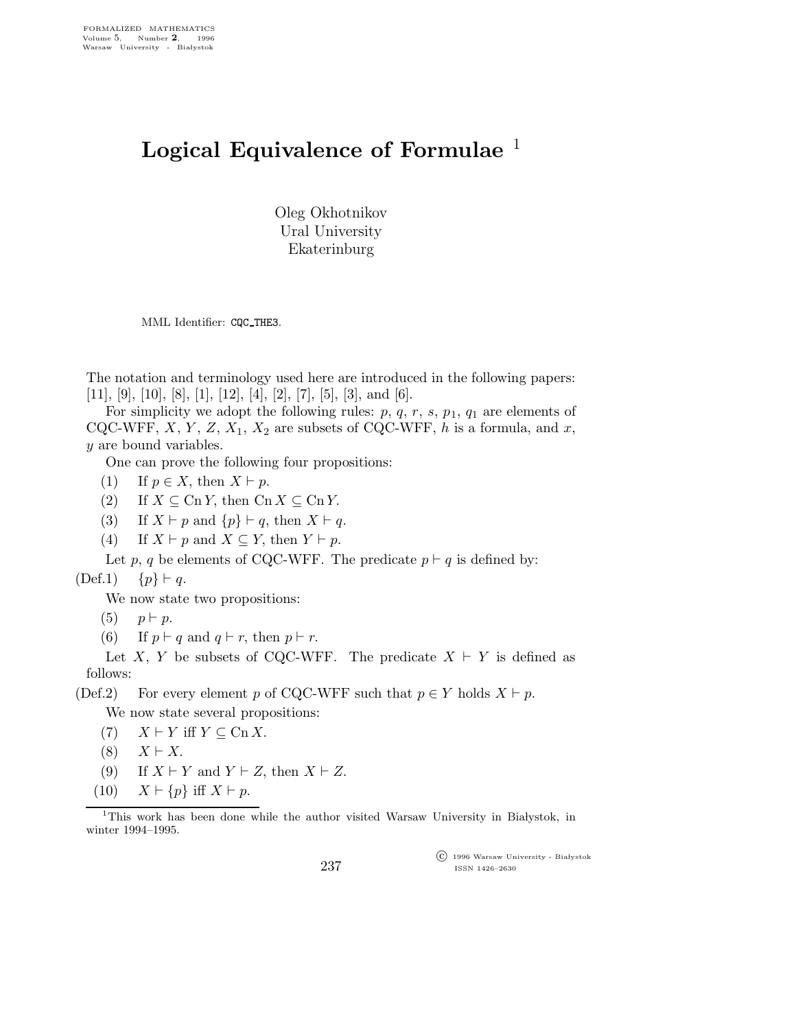# Logical Equivalence of Formulae [1]

Oleg Okhotnikov
Ural University
Ekaterinburg

MML Identifier: CQC_THE3.

The notation and terminology used here are introduced in the following papers: [11], [9], [10], [8], [1], [12], [4], [2], [7], [5], [3], and [6].

For simplicity we adopt the following rules: $p$, $q$, $r$, $s$, $p_1$, $q_1$ are elements of CQC-WFF, $X$, $Y$, $Z$, $X_1$, $X_2$ are subsets of CQC-WFF, $h$ is a formula, and $x$, $y$ are bound variables.

One can prove the following four propositions:

(1) If $p \in X$, then $X \vdash p$.

(2) If $X \subseteq \operatorname{Cn} Y$, then $\operatorname{Cn} X \subseteq \operatorname{Cn} Y$.

(3) If $X \vdash p$ and $\{p\} \vdash q$, then $X \vdash q$.

(4) If $X \vdash p$ and $X \subseteq Y$, then $Y \vdash p$.

Let $p$, $q$ be elements of CQC-WFF. The predicate $p \vdash q$ is defined by:

(Def.1) $\{p\} \vdash q$.

We now state two propositions:

(5) $p \vdash p$.

(6) If $p \vdash q$ and $q \vdash r$, then $p \vdash r$.

Let $X$, $Y$ be subsets of CQC-WFF. The predicate $X \vdash Y$ is defined as follows:

(Def.2) For every element $p$ of CQC-WFF such that $p \in Y$ holds $X \vdash p$.

We now state several propositions:

(7) $X \vdash Y$ iff $Y \subseteq \operatorname{Cn} X$.

(8) $X \vdash X$.

(9) If $X \vdash Y$ and $Y \vdash Z$, then $X \vdash Z$.

(10) $X \vdash \{p\}$ iff $X \vdash p$.

[1] This work has been done while the author visited Warsaw University in Białystok, in winter 1994–1995.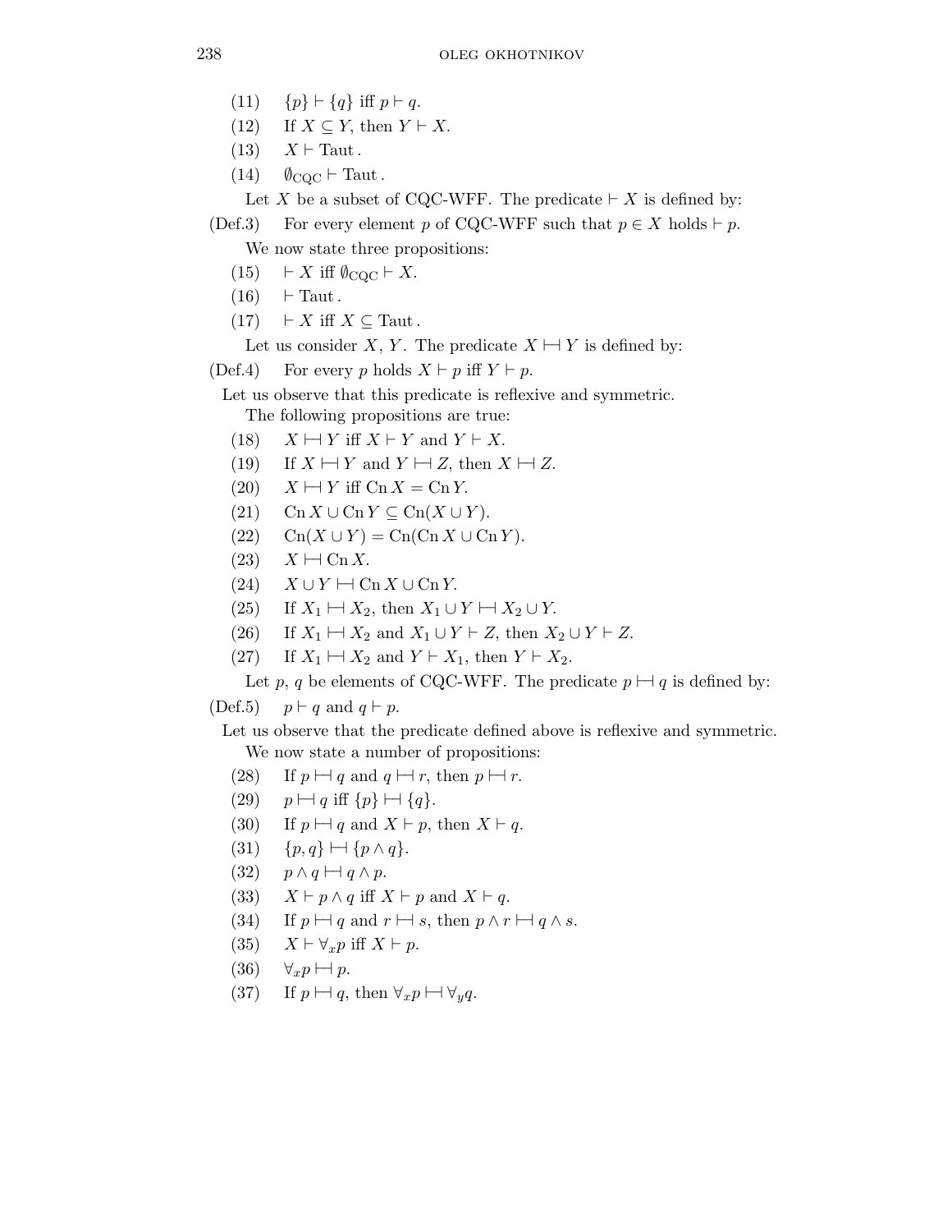(11) $\{p\} \vdash \{q\}$ iff $p \vdash q$.

(12) If $X \subseteq Y$, then $Y \vdash X$.

(13) $X \vdash \mathrm{Taut}$.

(14) $\emptyset_{\mathrm{CQC}} \vdash \mathrm{Taut}$.

Let $X$ be a subset of CQC-WFF. The predicate $\vdash X$ is defined by:

(Def.3) For every element $p$ of CQC-WFF such that $p \in X$ holds $\vdash p$.

We now state three propositions:

(15) $\vdash X$ iff $\emptyset_{\mathrm{CQC}} \vdash X$.

(16) $\vdash \mathrm{Taut}$.

(17) $\vdash X$ iff $X \subseteq \mathrm{Taut}$.

Let us consider $X$, $Y$. The predicate $X \vdash\dashv Y$ is defined by:

(Def.4) For every $p$ holds $X \vdash p$ iff $Y \vdash p$.

Let us observe that this predicate is reflexive and symmetric.

The following propositions are true:

(18) $X \vdash\dashv Y$ iff $X \vdash Y$ and $Y \vdash X$.

(19) If $X \vdash\dashv Y$ and $Y \vdash\dashv Z$, then $X \vdash\dashv Z$.

(20) $X \vdash\dashv Y$ iff $\mathrm{Cn}\, X = \mathrm{Cn}\, Y$.

(21) $\mathrm{Cn}\, X \cup \mathrm{Cn}\, Y \subseteq \mathrm{Cn}(X \cup Y)$.

(22) $\mathrm{Cn}(X \cup Y) = \mathrm{Cn}(\mathrm{Cn}\, X \cup \mathrm{Cn}\, Y)$.

(23) $X \vdash\dashv \mathrm{Cn}\, X$.

(24) $X \cup Y \vdash\dashv \mathrm{Cn}\, X \cup \mathrm{Cn}\, Y$.

(25) If $X_1 \vdash\dashv X_2$, then $X_1 \cup Y \vdash\dashv X_2 \cup Y$.

(26) If $X_1 \vdash\dashv X_2$ and $X_1 \cup Y \vdash Z$, then $X_2 \cup Y \vdash Z$.

(27) If $X_1 \vdash\dashv X_2$ and $Y \vdash X_1$, then $Y \vdash X_2$.

Let $p$, $q$ be elements of CQC-WFF. The predicate $p \vdash\dashv q$ is defined by:

(Def.5) $p \vdash q$ and $q \vdash p$.

Let us observe that the predicate defined above is reflexive and symmetric.

We now state a number of propositions:

(28) If $p \vdash\dashv q$ and $q \vdash\dashv r$, then $p \vdash\dashv r$.

(29) $p \vdash\dashv q$ iff $\{p\} \vdash\dashv \{q\}$.

(30) If $p \vdash\dashv q$ and $X \vdash p$, then $X \vdash q$.

(31) $\{p, q\} \vdash\dashv \{p \wedge q\}$.

(32) $p \wedge q \vdash\dashv q \wedge p$.

(33) $X \vdash p \wedge q$ iff $X \vdash p$ and $X \vdash q$.

(34) If $p \vdash\dashv q$ and $r \vdash\dashv s$, then $p \wedge r \vdash\dashv q \wedge s$.

(35) $X \vdash \forall_x p$ iff $X \vdash p$.

(36) $\forall_x p \vdash\dashv p$.

(37) If $p \vdash\dashv q$, then $\forall_x p \vdash\dashv \forall_y q$.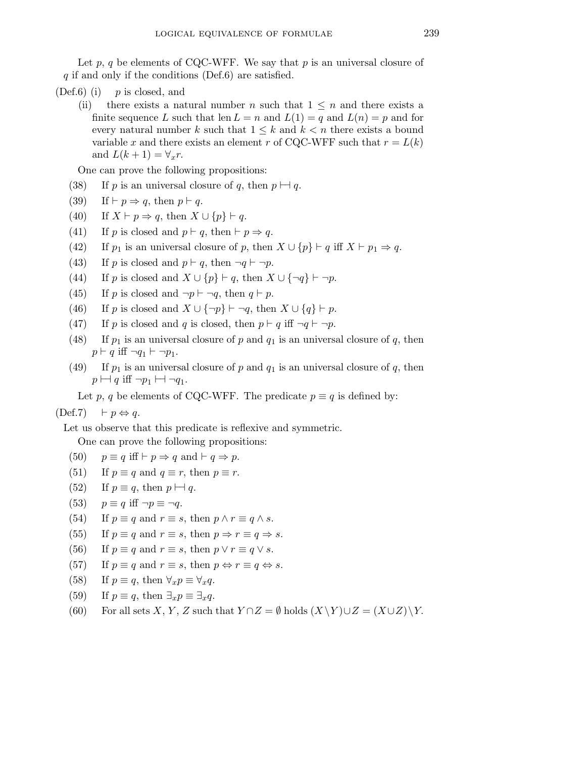Let $p$, $q$ be elements of CQC-WFF. We say that $p$ is an universal closure of $q$ if and only if the conditions (Def.6) are satisfied.

(Def.6) (i) $p$ is closed, and

(ii) there exists a natural number $n$ such that $1 \leq n$ and there exists a finite sequence $L$ such that $\operatorname{len} L = n$ and $L(1) = q$ and $L(n) = p$ and for every natural number $k$ such that $1 \leq k$ and $k < n$ there exists a bound variable $x$ and there exists an element $r$ of CQC-WFF such that $r = L(k)$ and $L(k+1) = \forall_x r$.

One can prove the following propositions:

(38) If $p$ is an universal closure of $q$, then $p \mathrel{\vdash\!\dashv} q$.

(39) If $\vdash p \Rightarrow q$, then $p \vdash q$.

(40) If $X \vdash p \Rightarrow q$, then $X \cup \{p\} \vdash q$.

(41) If $p$ is closed and $p \vdash q$, then $\vdash p \Rightarrow q$.

(42) If $p_1$ is an universal closure of $p$, then $X \cup \{p\} \vdash q$ iff $X \vdash p_1 \Rightarrow q$.

(43) If $p$ is closed and $p \vdash q$, then $\neg q \vdash \neg p$.

(44) If $p$ is closed and $X \cup \{p\} \vdash q$, then $X \cup \{\neg q\} \vdash \neg p$.

(45) If $p$ is closed and $\neg p \vdash \neg q$, then $q \vdash p$.

(46) If $p$ is closed and $X \cup \{\neg p\} \vdash \neg q$, then $X \cup \{q\} \vdash p$.

(47) If $p$ is closed and $q$ is closed, then $p \vdash q$ iff $\neg q \vdash \neg p$.

(48) If $p_1$ is an universal closure of $p$ and $q_1$ is an universal closure of $q$, then $p \vdash q$ iff $\neg q_1 \vdash \neg p_1$.

(49) If $p_1$ is an universal closure of $p$ and $q_1$ is an universal closure of $q$, then $p \mathrel{\vdash\!\dashv} q$ iff $\neg p_1 \mathrel{\vdash\!\dashv} \neg q_1$.

Let $p$, $q$ be elements of CQC-WFF. The predicate $p \equiv q$ is defined by:

(Def.7) $\vdash p \Leftrightarrow q$.

Let us observe that this predicate is reflexive and symmetric.

One can prove the following propositions:

(50) $p \equiv q$ iff $\vdash p \Rightarrow q$ and $\vdash q \Rightarrow p$.

(51) If $p \equiv q$ and $q \equiv r$, then $p \equiv r$.

(52) If $p \equiv q$, then $p \mathrel{\vdash\!\dashv} q$.

(53) $p \equiv q$ iff $\neg p \equiv \neg q$.

(54) If $p \equiv q$ and $r \equiv s$, then $p \wedge r \equiv q \wedge s$.

(55) If $p \equiv q$ and $r \equiv s$, then $p \Rightarrow r \equiv q \Rightarrow s$.

(56) If $p \equiv q$ and $r \equiv s$, then $p \vee r \equiv q \vee s$.

(57) If $p \equiv q$ and $r \equiv s$, then $p \Leftrightarrow r \equiv q \Leftrightarrow s$.

(58) If $p \equiv q$, then $\forall_x p \equiv \forall_x q$.

(59) If $p \equiv q$, then $\exists_x p \equiv \exists_x q$.

(60) For all sets $X$, $Y$, $Z$ such that $Y \cap Z = \emptyset$ holds $(X \setminus Y) \cup Z = (X \cup Z) \setminus Y$.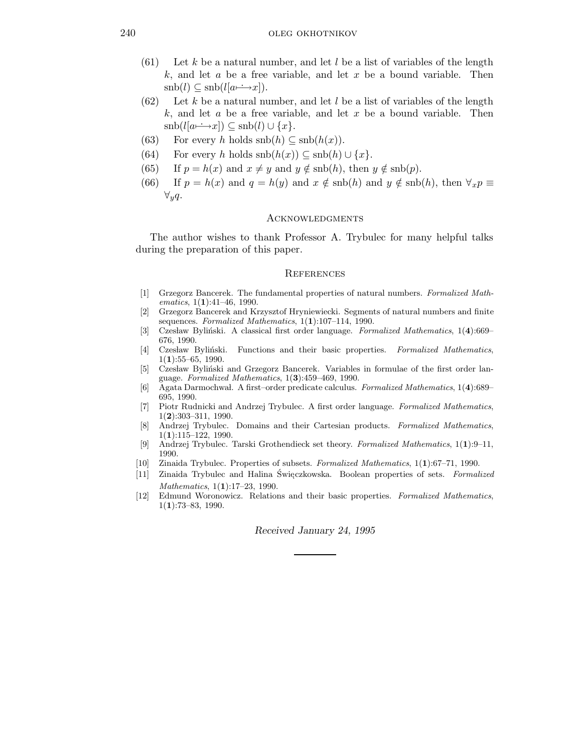(61) Let $k$ be a natural number, and let $l$ be a list of variables of the length $k$, and let $a$ be a free variable, and let $x$ be a bound variable. Then $\mathrm{snb}(l) \subseteq \mathrm{snb}(l[a \longmapsto x])$.

(62) Let $k$ be a natural number, and let $l$ be a list of variables of the length $k$, and let $a$ be a free variable, and let $x$ be a bound variable. Then $\mathrm{snb}(l[a \longmapsto x]) \subseteq \mathrm{snb}(l) \cup \{x\}$.

(63) For every $h$ holds $\mathrm{snb}(h) \subseteq \mathrm{snb}(h(x))$.

(64) For every $h$ holds $\mathrm{snb}(h(x)) \subseteq \mathrm{snb}(h) \cup \{x\}$.

(65) If $p = h(x)$ and $x \neq y$ and $y \notin \mathrm{snb}(h)$, then $y \notin \mathrm{snb}(p)$.

(66) If $p = h(x)$ and $q = h(y)$ and $x \notin \mathrm{snb}(h)$ and $y \notin \mathrm{snb}(h)$, then $\forall_x p \equiv \forall_y q$.

## Acknowledgments

The author wishes to thank Professor A. Trybulec for many helpful talks during the preparation of this paper.

## References

[1] Grzegorz Bancerek. The fundamental properties of natural numbers. *Formalized Mathematics*, 1(**1**):41–46, 1990.

[2] Grzegorz Bancerek and Krzysztof Hryniewiecki. Segments of natural numbers and finite sequences. *Formalized Mathematics*, 1(**1**):107–114, 1990.

[3] Czesław Byliński. A classical first order language. *Formalized Mathematics*, 1(**4**):669–676, 1990.

[4] Czesław Byliński. Functions and their basic properties. *Formalized Mathematics*, 1(**1**):55–65, 1990.

[5] Czesław Byliński and Grzegorz Bancerek. Variables in formulae of the first order language. *Formalized Mathematics*, 1(**3**):459–469, 1990.

[6] Agata Darmochwał. A first–order predicate calculus. *Formalized Mathematics*, 1(**4**):689–695, 1990.

[7] Piotr Rudnicki and Andrzej Trybulec. A first order language. *Formalized Mathematics*, 1(**2**):303–311, 1990.

[8] Andrzej Trybulec. Domains and their Cartesian products. *Formalized Mathematics*, 1(**1**):115–122, 1990.

[9] Andrzej Trybulec. Tarski Grothendieck set theory. *Formalized Mathematics*, 1(**1**):9–11, 1990.

[10] Zinaida Trybulec. Properties of subsets. *Formalized Mathematics*, 1(**1**):67–71, 1990.

[11] Zinaida Trybulec and Halina Święczkowska. Boolean properties of sets. *Formalized Mathematics*, 1(**1**):17–23, 1990.

[12] Edmund Woronowicz. Relations and their basic properties. *Formalized Mathematics*, 1(**1**):73–83, 1990.

*Received January 24, 1995*